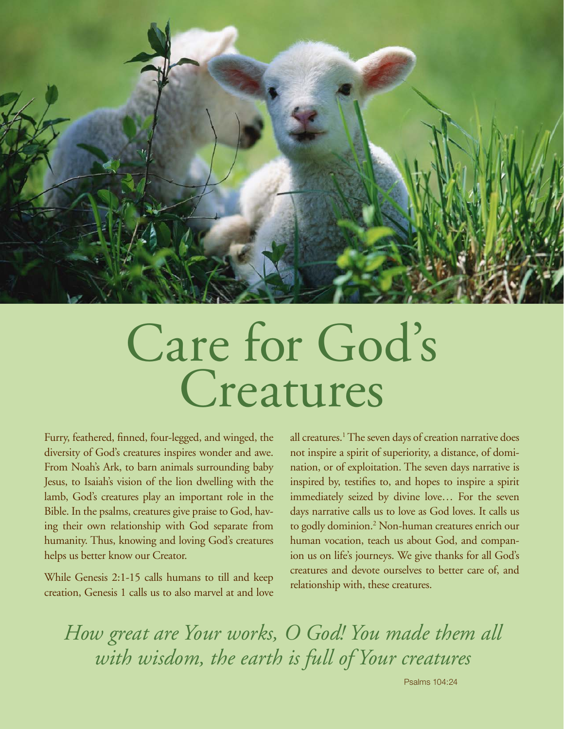# Care for God's Creatures

Furry, feathered, finned, four-legged, and winged, the diversity of God's creatures inspires wonder and awe. From Noah's Ark, to barn animals surrounding baby Jesus, to Isaiah's vision of the lion dwelling with the lamb, God's creatures play an important role in the Bible. In the psalms, creatures give praise to God, having their own relationship with God separate from humanity. Thus, knowing and loving God's creatures helps us better know our Creator.

While Genesis 2:1-15 calls humans to till and keep creation, Genesis 1 calls us to also marvel at and love all creatures.[1] The seven days of creation narrative does not inspire a spirit of superiority, a distance, of domination, or of exploitation. The seven days narrative is inspired by, testifies to, and hopes to inspire a spirit immediately seized by divine love… For the seven days narrative calls us to love as God loves. It calls us to godly dominion.[2] Non-human creatures enrich our human vocation, teach us about God, and companion us on life's journeys. We give thanks for all God's creatures and devote ourselves to better care of, and relationship with, these creatures.

*How great are Your works, O God! You made them all with wisdom, the earth is full of Your creatures*

Psalms 104:24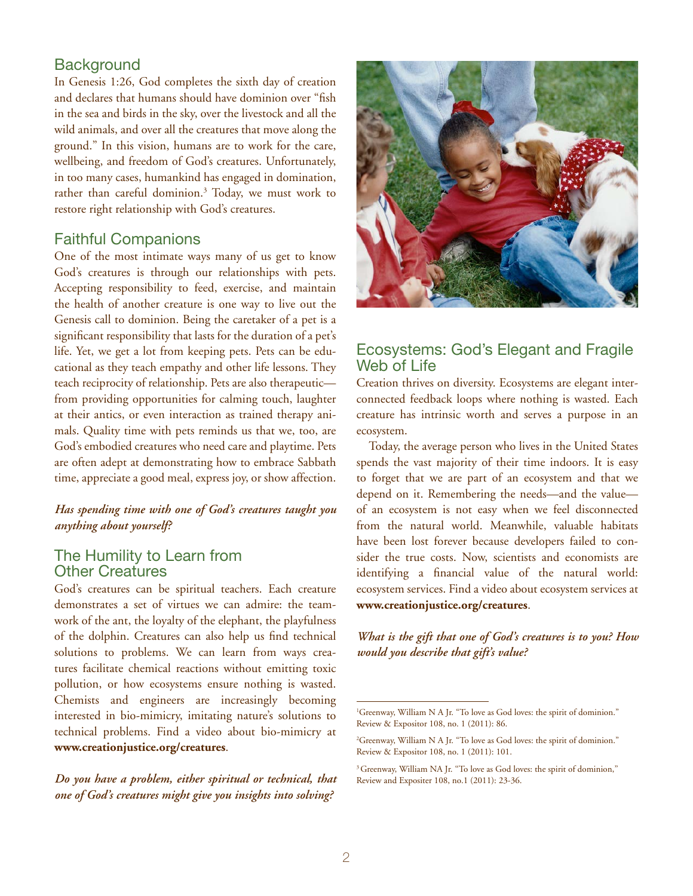## Background

In Genesis 1:26, God completes the sixth day of creation and declares that humans should have dominion over "fish in the sea and birds in the sky, over the livestock and all the wild animals, and over all the creatures that move along the ground." In this vision, humans are to work for the care, wellbeing, and freedom of God's creatures. Unfortunately, in too many cases, humankind has engaged in domination, rather than careful dominion.[3] Today, we must work to restore right relationship with God's creatures.

## Faithful Companions

One of the most intimate ways many of us get to know God's creatures is through our relationships with pets. Accepting responsibility to feed, exercise, and maintain the health of another creature is one way to live out the Genesis call to dominion. Being the caretaker of a pet is a significant responsibility that lasts for the duration of a pet's life. Yet, we get a lot from keeping pets. Pets can be educational as they teach empathy and other life lessons. They teach reciprocity of relationship. Pets are also therapeutic—from providing opportunities for calming touch, laughter at their antics, or even interaction as trained therapy animals. Quality time with pets reminds us that we, too, are God's embodied creatures who need care and playtime. Pets are often adept at demonstrating how to embrace Sabbath time, appreciate a good meal, express joy, or show affection.

***Has spending time with one of God's creatures taught you anything about yourself?***

## The Humility to Learn from Other Creatures

God's creatures can be spiritual teachers. Each creature demonstrates a set of virtues we can admire: the teamwork of the ant, the loyalty of the elephant, the playfulness of the dolphin. Creatures can also help us find technical solutions to problems. We can learn from ways creatures facilitate chemical reactions without emitting toxic pollution, or how ecosystems ensure nothing is wasted. Chemists and engineers are increasingly becoming interested in bio-mimicry, imitating nature's solutions to technical problems. Find a video about bio-mimicry at **www.creationjustice.org/creatures**.

***Do you have a problem, either spiritual or technical, that one of God's creatures might give you insights into solving?***

## Ecosystems: God's Elegant and Fragile Web of Life

Creation thrives on diversity. Ecosystems are elegant interconnected feedback loops where nothing is wasted. Each creature has intrinsic worth and serves a purpose in an ecosystem.

Today, the average person who lives in the United States spends the vast majority of their time indoors. It is easy to forget that we are part of an ecosystem and that we depend on it. Remembering the needs—and the value—of an ecosystem is not easy when we feel disconnected from the natural world. Meanwhile, valuable habitats have been lost forever because developers failed to consider the true costs. Now, scientists and economists are identifying a financial value of the natural world: ecosystem services. Find a video about ecosystem services at **www.creationjustice.org/creatures**.

***What is the gift that one of God's creatures is to you? How would you describe that gift's value?***

---

[1] Greenway, William N A Jr. "To love as God loves: the spirit of dominion." Review & Expositor 108, no. 1 (2011): 86.

[2] Greenway, William N A Jr. "To love as God loves: the spirit of dominion." Review & Expositor 108, no. 1 (2011): 101.

[3] Greenway, William NA Jr. "To love as God loves: the spirit of dominion," Review and Expositer 108, no.1 (2011): 23-36.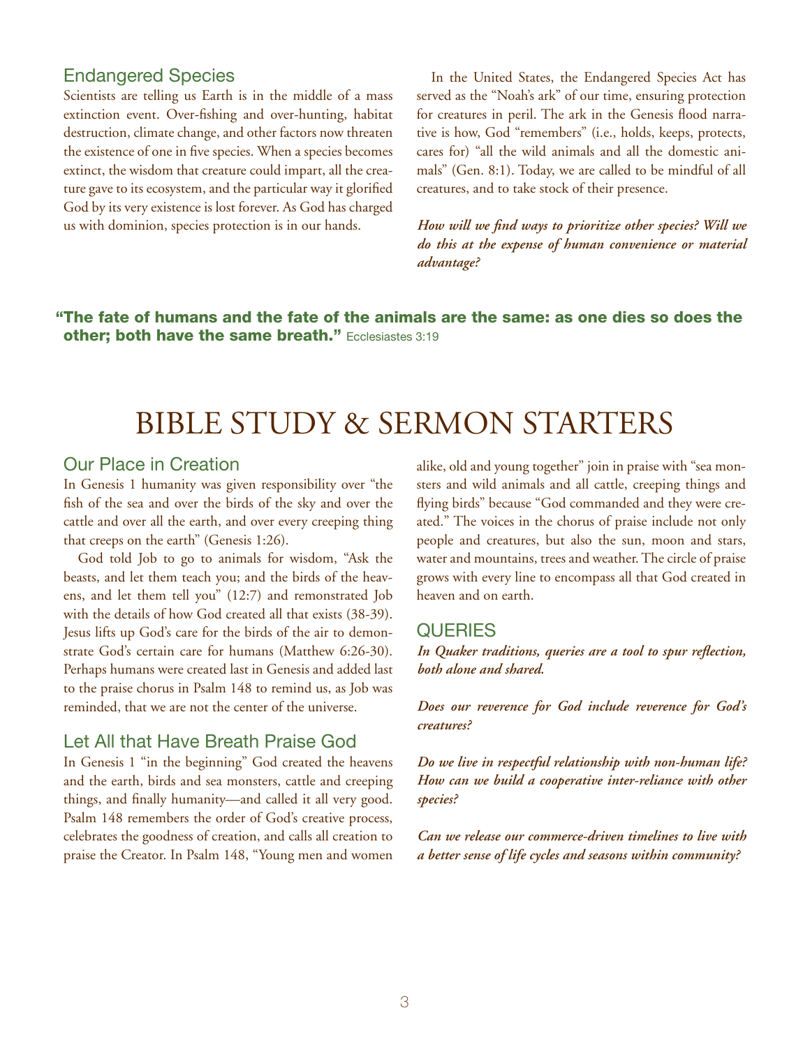## Endangered Species

Scientists are telling us Earth is in the middle of a mass extinction event. Over-fishing and over-hunting, habitat destruction, climate change, and other factors now threaten the existence of one in five species. When a species becomes extinct, the wisdom that creature could impart, all the creature gave to its ecosystem, and the particular way it glorified God by its very existence is lost forever. As God has charged us with dominion, species protection is in our hands.

In the United States, the Endangered Species Act has served as the "Noah's ark" of our time, ensuring protection for creatures in peril. The ark in the Genesis flood narrative is how, God "remembers" (i.e., holds, keeps, protects, cares for) "all the wild animals and all the domestic animals" (Gen. 8:1). Today, we are called to be mindful of all creatures, and to take stock of their presence.

***How will we find ways to prioritize other species? Will we do this at the expense of human convenience or material advantage?***

**"The fate of humans and the fate of the animals are the same: as one dies so does the other; both have the same breath."** Ecclesiastes 3:19

# BIBLE STUDY & SERMON STARTERS

## Our Place in Creation

In Genesis 1 humanity was given responsibility over "the fish of the sea and over the birds of the sky and over the cattle and over all the earth, and over every creeping thing that creeps on the earth" (Genesis 1:26).

God told Job to go to animals for wisdom, "Ask the beasts, and let them teach you; and the birds of the heavens, and let them tell you" (12:7) and remonstrated Job with the details of how God created all that exists (38-39). Jesus lifts up God's care for the birds of the air to demonstrate God's certain care for humans (Matthew 6:26-30). Perhaps humans were created last in Genesis and added last to the praise chorus in Psalm 148 to remind us, as Job was reminded, that we are not the center of the universe.

## Let All that Have Breath Praise God

In Genesis 1 "in the beginning" God created the heavens and the earth, birds and sea monsters, cattle and creeping things, and finally humanity—and called it all very good. Psalm 148 remembers the order of God's creative process, celebrates the goodness of creation, and calls all creation to praise the Creator. In Psalm 148, "Young men and women alike, old and young together" join in praise with "sea monsters and wild animals and all cattle, creeping things and flying birds" because "God commanded and they were created." The voices in the chorus of praise include not only people and creatures, but also the sun, moon and stars, water and mountains, trees and weather. The circle of praise grows with every line to encompass all that God created in heaven and on earth.

## QUERIES

***In Quaker traditions, queries are a tool to spur reflection, both alone and shared.***

***Does our reverence for God include reverence for God's creatures?***

***Do we live in respectful relationship with non-human life? How can we build a cooperative inter-reliance with other species?***

***Can we release our commerce-driven timelines to live with a better sense of life cycles and seasons within community?***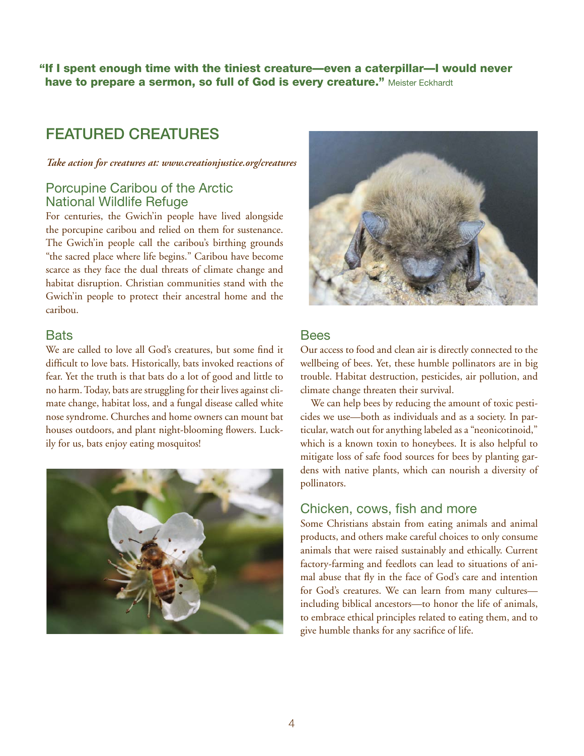**"If I spent enough time with the tiniest creature—even a caterpillar—I would never have to prepare a sermon, so full of God is every creature."** Meister Eckhardt

## FEATURED CREATURES

***Take action for creatures at: www.creationjustice.org/creatures***

### Porcupine Caribou of the Arctic National Wildlife Refuge

For centuries, the Gwich'in people have lived alongside the porcupine caribou and relied on them for sustenance. The Gwich'in people call the caribou's birthing grounds "the sacred place where life begins." Caribou have become scarce as they face the dual threats of climate change and habitat disruption. Christian communities stand with the Gwich'in people to protect their ancestral home and the caribou.

### Bats

We are called to love all God's creatures, but some find it difficult to love bats. Historically, bats invoked reactions of fear. Yet the truth is that bats do a lot of good and little to no harm. Today, bats are struggling for their lives against climate change, habitat loss, and a fungal disease called white nose syndrome. Churches and home owners can mount bat houses outdoors, and plant night-blooming flowers. Luckily for us, bats enjoy eating mosquitos!

### Bees

Our access to food and clean air is directly connected to the wellbeing of bees. Yet, these humble pollinators are in big trouble. Habitat destruction, pesticides, air pollution, and climate change threaten their survival.

We can help bees by reducing the amount of toxic pesticides we use—both as individuals and as a society. In particular, watch out for anything labeled as a "neonicotinoid," which is a known toxin to honeybees. It is also helpful to mitigate loss of safe food sources for bees by planting gardens with native plants, which can nourish a diversity of pollinators.

### Chicken, cows, fish and more

Some Christians abstain from eating animals and animal products, and others make careful choices to only consume animals that were raised sustainably and ethically. Current factory-farming and feedlots can lead to situations of animal abuse that fly in the face of God's care and intention for God's creatures. We can learn from many cultures—including biblical ancestors—to honor the life of animals, to embrace ethical principles related to eating them, and to give humble thanks for any sacrifice of life.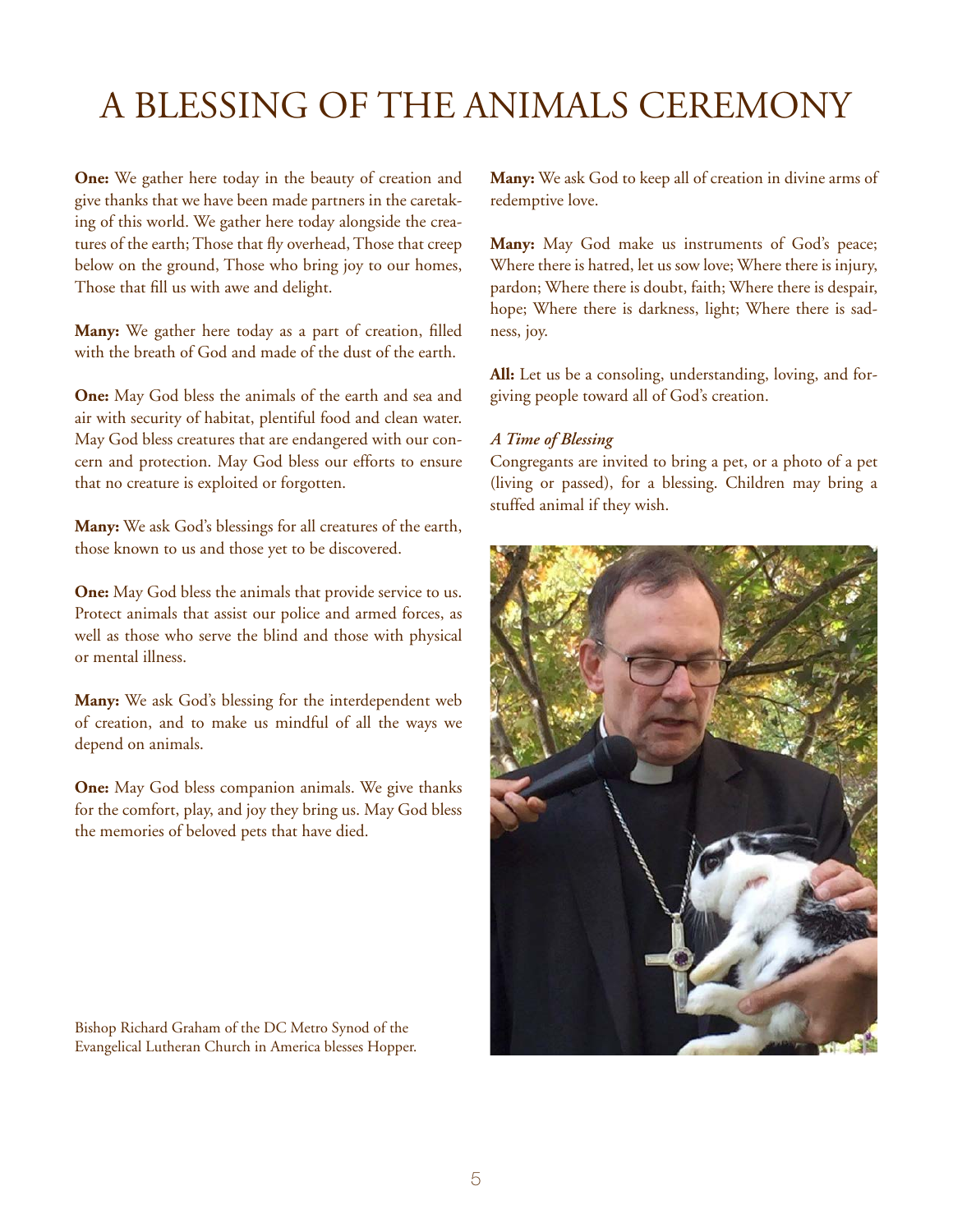# A BLESSING OF THE ANIMALS CEREMONY

**One:** We gather here today in the beauty of creation and give thanks that we have been made partners in the caretaking of this world. We gather here today alongside the creatures of the earth; Those that fly overhead, Those that creep below on the ground, Those who bring joy to our homes, Those that fill us with awe and delight.

**Many:** We gather here today as a part of creation, filled with the breath of God and made of the dust of the earth.

**One:** May God bless the animals of the earth and sea and air with security of habitat, plentiful food and clean water. May God bless creatures that are endangered with our concern and protection. May God bless our efforts to ensure that no creature is exploited or forgotten.

**Many:** We ask God's blessings for all creatures of the earth, those known to us and those yet to be discovered.

**One:** May God bless the animals that provide service to us. Protect animals that assist our police and armed forces, as well as those who serve the blind and those with physical or mental illness.

**Many:** We ask God's blessing for the interdependent web of creation, and to make us mindful of all the ways we depend on animals.

**One:** May God bless companion animals. We give thanks for the comfort, play, and joy they bring us. May God bless the memories of beloved pets that have died.

**Many:** We ask God to keep all of creation in divine arms of redemptive love.

**Many:** May God make us instruments of God's peace; Where there is hatred, let us sow love; Where there is injury, pardon; Where there is doubt, faith; Where there is despair, hope; Where there is darkness, light; Where there is sadness, joy.

**All:** Let us be a consoling, understanding, loving, and forgiving people toward all of God's creation.

***A Time of Blessing***

Congregants are invited to bring a pet, or a photo of a pet (living or passed), for a blessing. Children may bring a stuffed animal if they wish.

Bishop Richard Graham of the DC Metro Synod of the Evangelical Lutheran Church in America blesses Hopper.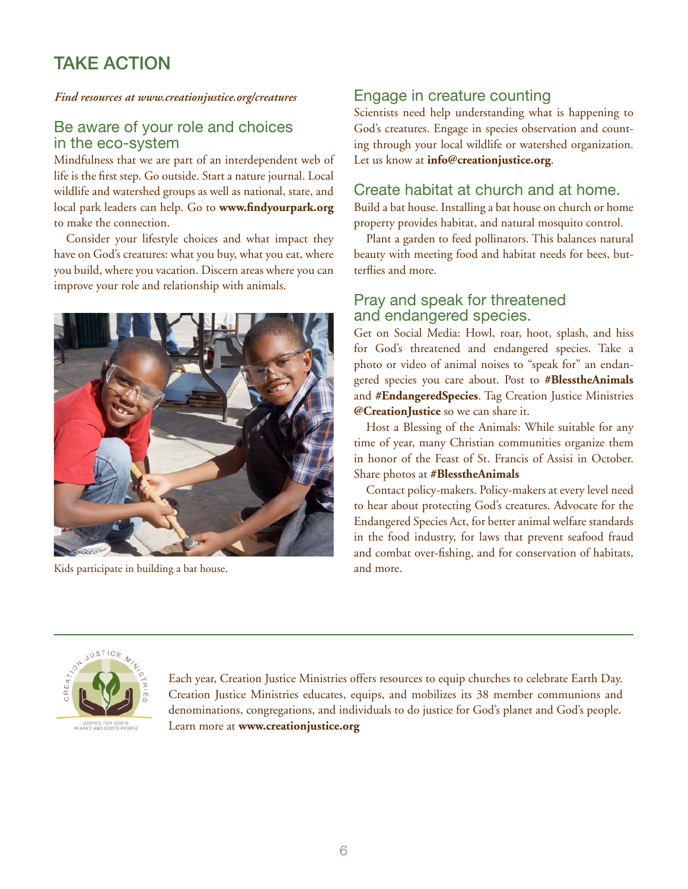# TAKE ACTION

*Find resources at www.creationjustice.org/creatures*

## Be aware of your role and choices in the eco-system

Mindfulness that we are part of an interdependent web of life is the first step. Go outside. Start a nature journal. Local wildlife and watershed groups as well as national, state, and local park leaders can help. Go to **www.findyourpark.org** to make the connection.

Consider your lifestyle choices and what impact they have on God's creatures: what you buy, what you eat, where you build, where you vacation. Discern areas where you can improve your role and relationship with animals.

Kids participate in building a bat house.

## Engage in creature counting

Scientists need help understanding what is happening to God's creatures. Engage in species observation and counting through your local wildlife or watershed organization. Let us know at **info@creationjustice.org**.

## Create habitat at church and at home.

Build a bat house. Installing a bat house on church or home property provides habitat, and natural mosquito control.

Plant a garden to feed pollinators. This balances natural beauty with meeting food and habitat needs for bees, butterflies and more.

## Pray and speak for threatened and endangered species.

Get on Social Media: Howl, roar, hoot, splash, and hiss for God's threatened and endangered species. Take a photo or video of animal noises to "speak for" an endangered species you care about. Post to **#BlesstheAnimals** and **#EndangeredSpecies**. Tag Creation Justice Ministries **@CreationJustice** so we can share it.

Host a Blessing of the Animals: While suitable for any time of year, many Christian communities organize them in honor of the Feast of St. Francis of Assisi in October. Share photos at **#BlesstheAnimals**

Contact policy-makers. Policy-makers at every level need to hear about protecting God's creatures. Advocate for the Endangered Species Act, for better animal welfare standards in the food industry, for laws that prevent seafood fraud and combat over-fishing, and for conservation of habitats, and more.

---

Each year, Creation Justice Ministries offers resources to equip churches to celebrate Earth Day. Creation Justice Ministries educates, equips, and mobilizes its 38 member communions and denominations, congregations, and individuals to do justice for God's planet and God's people. Learn more at **www.creationjustice.org**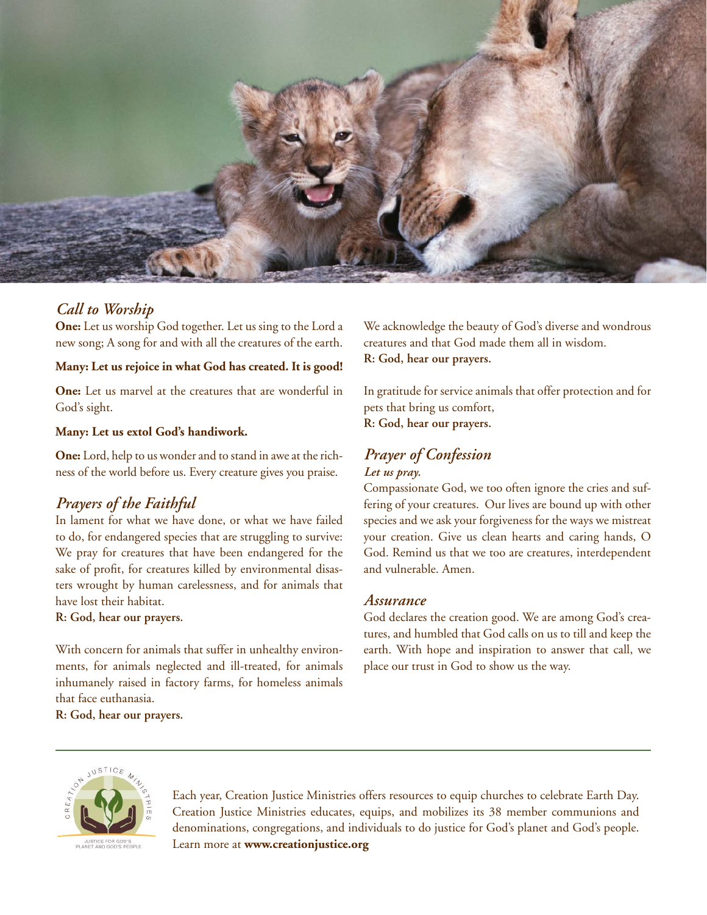## *Call to Worship*

**One:** Let us worship God together. Let us sing to the Lord a new song; A song for and with all the creatures of the earth.

**Many: Let us rejoice in what God has created. It is good!**

**One:** Let us marvel at the creatures that are wonderful in God's sight.

**Many: Let us extol God's handiwork.**

**One:** Lord, help to us wonder and to stand in awe at the richness of the world before us. Every creature gives you praise.

## *Prayers of the Faithful*

In lament for what we have done, or what we have failed to do, for endangered species that are struggling to survive: We pray for creatures that have been endangered for the sake of profit, for creatures killed by environmental disasters wrought by human carelessness, and for animals that have lost their habitat.

**R: God, hear our prayers.**

With concern for animals that suffer in unhealthy environments, for animals neglected and ill-treated, for animals inhumanely raised in factory farms, for homeless animals that face euthanasia.

**R: God, hear our prayers.**

We acknowledge the beauty of God's diverse and wondrous creatures and that God made them all in wisdom.

**R: God, hear our prayers.**

In gratitude for service animals that offer protection and for pets that bring us comfort,

**R: God, hear our prayers.**

## *Prayer of Confession*

***Let us pray.***

Compassionate God, we too often ignore the cries and suffering of your creatures. Our lives are bound up with other species and we ask your forgiveness for the ways we mistreat your creation. Give us clean hearts and caring hands, O God. Remind us that we too are creatures, interdependent and vulnerable. Amen.

## *Assurance*

God declares the creation good. We are among God's creatures, and humbled that God calls on us to till and keep the earth. With hope and inspiration to answer that call, we place our trust in God to show us the way.

---

CREATION JUSTICE MINISTRIES
JUSTICE FOR GOD'S PLANET AND GOD'S PEOPLE

Each year, Creation Justice Ministries offers resources to equip churches to celebrate Earth Day. Creation Justice Ministries educates, equips, and mobilizes its 38 member communions and denominations, congregations, and individuals to do justice for God's planet and God's people. Learn more at **www.creationjustice.org**